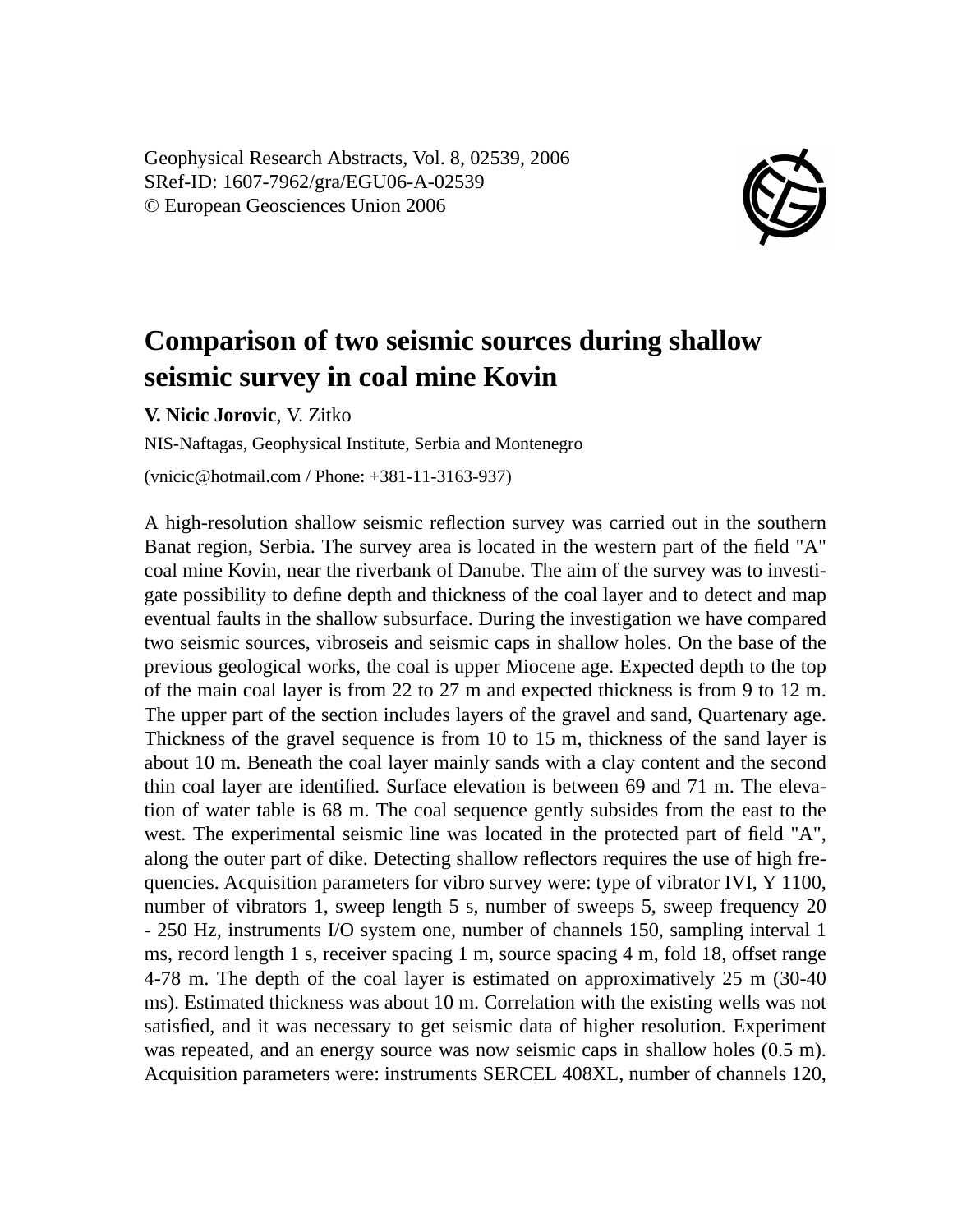Geophysical Research Abstracts, Vol. 8, 02539, 2006
SRef-ID: 1607-7962/gra/EGU06-A-02539
© European Geosciences Union 2006

# Comparison of two seismic sources during shallow seismic survey in coal mine Kovin

**V. Nicic Jorovic**, V. Zitko

NIS-Naftagas, Geophysical Institute, Serbia and Montenegro

(vnicic@hotmail.com / Phone: +381-11-3163-937)

A high-resolution shallow seismic reflection survey was carried out in the southern Banat region, Serbia. The survey area is located in the western part of the field "A" coal mine Kovin, near the riverbank of Danube. The aim of the survey was to investigate possibility to define depth and thickness of the coal layer and to detect and map eventual faults in the shallow subsurface. During the investigation we have compared two seismic sources, vibroseis and seismic caps in shallow holes. On the base of the previous geological works, the coal is upper Miocene age. Expected depth to the top of the main coal layer is from 22 to 27 m and expected thickness is from 9 to 12 m. The upper part of the section includes layers of the gravel and sand, Quartenary age. Thickness of the gravel sequence is from 10 to 15 m, thickness of the sand layer is about 10 m. Beneath the coal layer mainly sands with a clay content and the second thin coal layer are identified. Surface elevation is between 69 and 71 m. The elevation of water table is 68 m. The coal sequence gently subsides from the east to the west. The experimental seismic line was located in the protected part of field "A", along the outer part of dike. Detecting shallow reflectors requires the use of high frequencies. Acquisition parameters for vibro survey were: type of vibrator IVI, Y 1100, number of vibrators 1, sweep length 5 s, number of sweeps 5, sweep frequency 20 - 250 Hz, instruments I/O system one, number of channels 150, sampling interval 1 ms, record length 1 s, receiver spacing 1 m, source spacing 4 m, fold 18, offset range 4-78 m. The depth of the coal layer is estimated on approximatively 25 m (30-40 ms). Estimated thickness was about 10 m. Correlation with the existing wells was not satisfied, and it was necessary to get seismic data of higher resolution. Experiment was repeated, and an energy source was now seismic caps in shallow holes (0.5 m). Acquisition parameters were: instruments SERCEL 408XL, number of channels 120,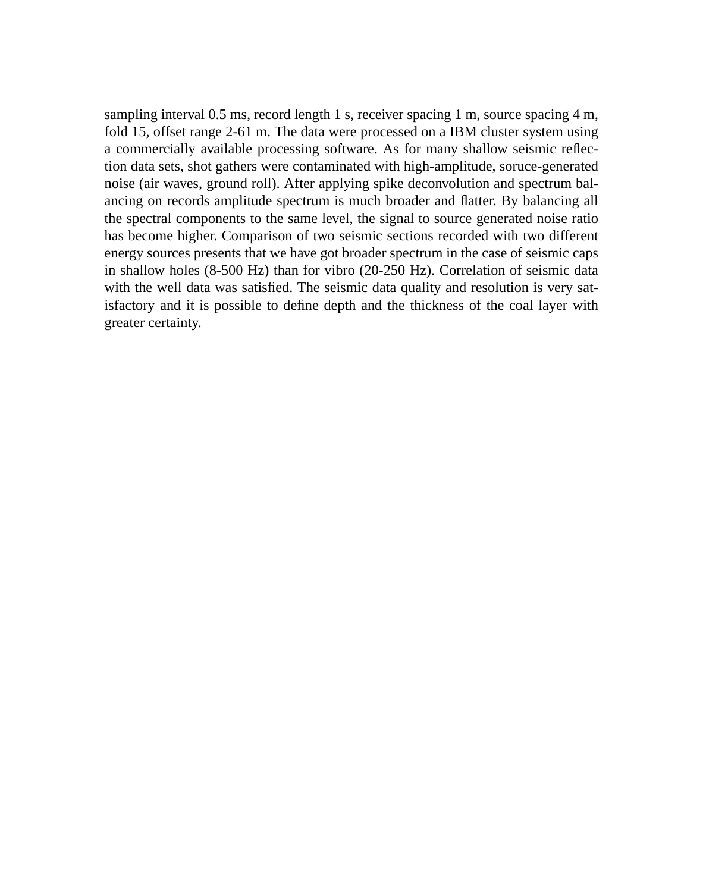sampling interval 0.5 ms, record length 1 s, receiver spacing 1 m, source spacing 4 m, fold 15, offset range 2-61 m. The data were processed on a IBM cluster system using a commercially available processing software. As for many shallow seismic reflection data sets, shot gathers were contaminated with high-amplitude, soruce-generated noise (air waves, ground roll). After applying spike deconvolution and spectrum balancing on records amplitude spectrum is much broader and flatter. By balancing all the spectral components to the same level, the signal to source generated noise ratio has become higher. Comparison of two seismic sections recorded with two different energy sources presents that we have got broader spectrum in the case of seismic caps in shallow holes (8-500 Hz) than for vibro (20-250 Hz). Correlation of seismic data with the well data was satisfied. The seismic data quality and resolution is very satisfactory and it is possible to define depth and the thickness of the coal layer with greater certainty.